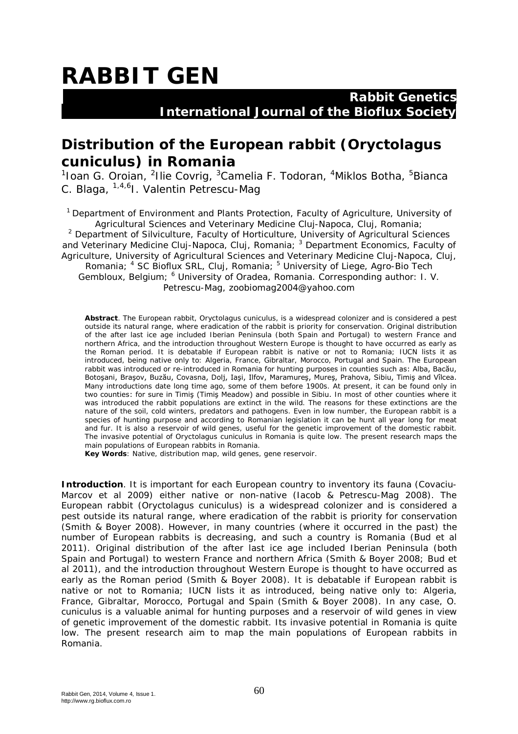# RABBIT GEN

**Rabbit Genetics**
**International Journal of the Bioflux Society**

## Distribution of the European rabbit (*Oryctolagus cuniculus*) in Romania

[1]Ioan G. Oroian, [2]Ilie Covrig, [3]Camelia F. Todoran, [4]Miklos Botha, [5]Bianca C. Blaga, [1,4,6]I. Valentin Petrescu-Mag

[1] Department of Environment and Plants Protection, Faculty of Agriculture, University of Agricultural Sciences and Veterinary Medicine Cluj-Napoca, Cluj, Romania; [2] Department of Silviculture, Faculty of Horticulture, University of Agricultural Sciences and Veterinary Medicine Cluj-Napoca, Cluj, Romania; [3] Department Economics, Faculty of Agriculture, University of Agricultural Sciences and Veterinary Medicine Cluj-Napoca, Cluj, Romania; [4] SC Bioflux SRL, Cluj, Romania; [5] University of Liege, Agro-Bio Tech Gembloux, Belgium; [6] University of Oradea, Romania. Corresponding author: I. V. Petrescu-Mag, zoobiomag2004@yahoo.com

**Abstract**. The European rabbit, Oryctolagus cuniculus, is a widespread colonizer and is considered a pest outside its natural range, where eradication of the rabbit is priority for conservation. Original distribution of the after last ice age included Iberian Peninsula (both Spain and Portugal) to western France and northern Africa, and the introduction throughout Western Europe is thought to have occurred as early as the Roman period. It is debatable if European rabbit is native or not to Romania; IUCN lists it as introduced, being native only to: Algeria, France, Gibraltar, Morocco, Portugal and Spain. The European rabbit was introduced or re-introduced in Romania for hunting purposes in counties such as: Alba, Bacău, Botoşani, Braşov, Buzău, Covasna, Dolj, Iaşi, Ilfov, Maramureş, Mureş, Prahova, Sibiu, Timiş and Vîlcea. Many introductions date long time ago, some of them before 1900s. At present, it can be found only in two counties: for sure in Timiş (Timiş Meadow) and possible in Sibiu. In most of other counties where it was introduced the rabbit populations are extinct in the wild. The reasons for these extinctions are the nature of the soil, cold winters, predators and pathogens. Even in low number, the European rabbit is a species of hunting purpose and according to Romanian legislation it can be hunt all year long for meat and fur. It is also a reservoir of wild genes, useful for the genetic improvement of the domestic rabbit. The invasive potential of Oryctolagus cuniculus in Romania is quite low. The present research maps the main populations of European rabbits in Romania.

**Key Words**: Native, distribution map, wild genes, gene reservoir.

**Introduction**. It is important for each European country to inventory its fauna (Covaciu-Marcov et al 2009) either native or non-native (Iacob & Petrescu-Mag 2008). The European rabbit (Oryctolagus cuniculus) is a widespread colonizer and is considered a pest outside its natural range, where eradication of the rabbit is priority for conservation (Smith & Boyer 2008). However, in many countries (where it occurred in the past) the number of European rabbits is decreasing, and such a country is Romania (Bud et al 2011). Original distribution of the after last ice age included Iberian Peninsula (both Spain and Portugal) to western France and northern Africa (Smith & Boyer 2008; Bud et al 2011), and the introduction throughout Western Europe is thought to have occurred as early as the Roman period (Smith & Boyer 2008). It is debatable if European rabbit is native or not to Romania; IUCN lists it as introduced, being native only to: Algeria, France, Gibraltar, Morocco, Portugal and Spain (Smith & Boyer 2008). In any case, O. cuniculus is a valuable animal for hunting purposes and a reservoir of wild genes in view of genetic improvement of the domestic rabbit. Its invasive potential in Romania is quite low. The present research aim to map the main populations of European rabbits in Romania.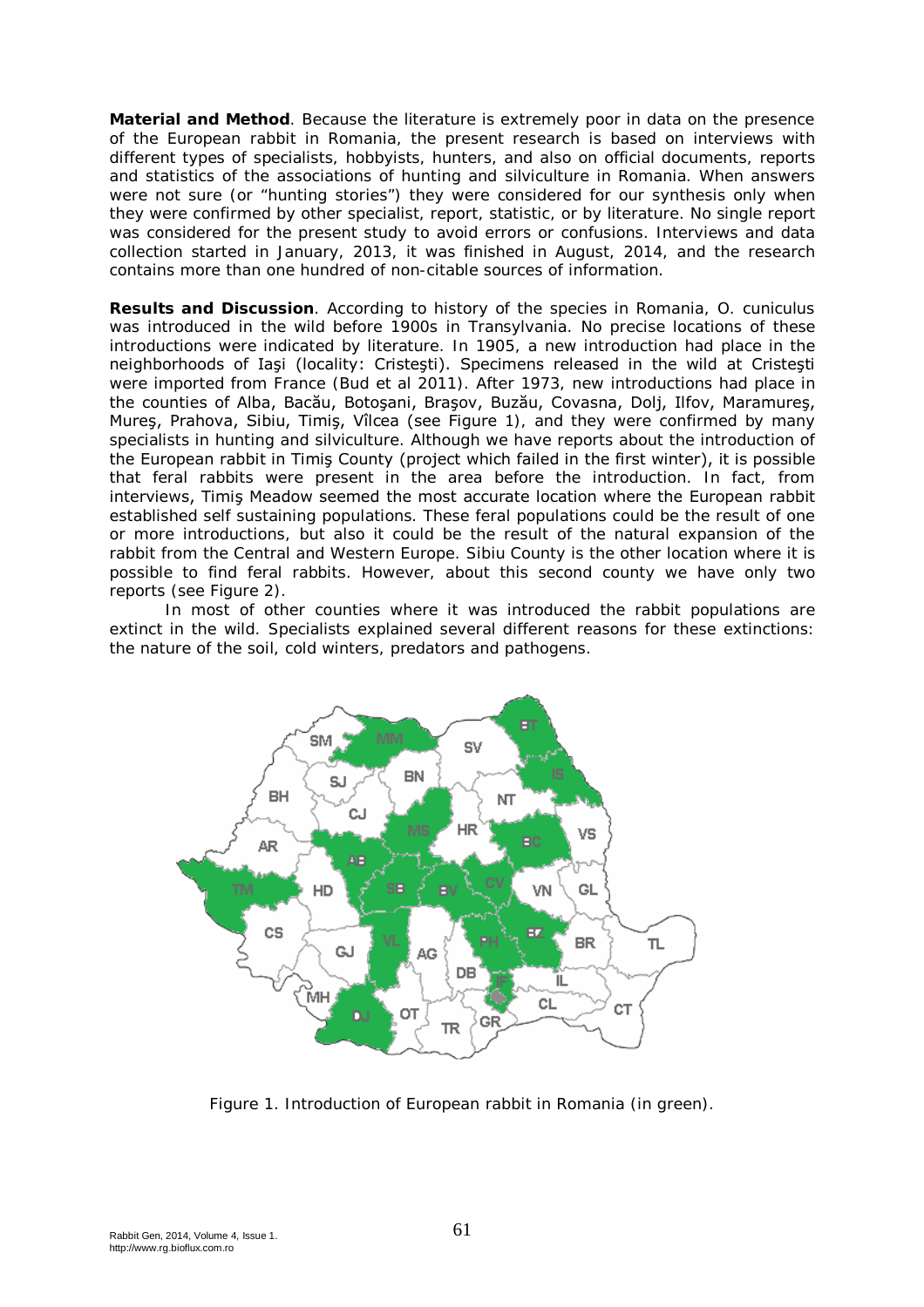**Material and Method**. Because the literature is extremely poor in data on the presence of the European rabbit in Romania, the present research is based on interviews with different types of specialists, hobbyists, hunters, and also on official documents, reports and statistics of the associations of hunting and silviculture in Romania. When answers were not sure (or "hunting stories") they were considered for our synthesis only when they were confirmed by other specialist, report, statistic, or by literature. No single report was considered for the present study to avoid errors or confusions. Interviews and data collection started in January, 2013, it was finished in August, 2014, and the research contains more than one hundred of non-citable sources of information.

**Results and Discussion**. According to history of the species in Romania, *O. cuniculus* was introduced in the wild before 1900s in Transylvania. No precise locations of these introductions were indicated by literature. In 1905, a new introduction had place in the neighborhoods of Iaşi (locality: Cristeşti). Specimens released in the wild at Cristeşti were imported from France (Bud et al 2011). After 1973, new introductions had place in the counties of Alba, Bacău, Botoşani, Braşov, Buzău, Covasna, Dolj, Ilfov, Maramureş, Mureş, Prahova, Sibiu, Timiş, Vîlcea (see Figure 1), and they were confirmed by many specialists in hunting and silviculture. Although we have reports about the introduction of the European rabbit in Timiş County (project which failed in the first winter), it is possible that feral rabbits were present in the area before the introduction. In fact, from interviews, Timiş Meadow seemed the most accurate location where the European rabbit established self sustaining populations. These feral populations could be the result of one or more introductions, but also it could be the result of the natural expansion of the rabbit from the Central and Western Europe. Sibiu County is the other location where it is possible to find feral rabbits. However, about this second county we have only two reports (see Figure 2).

In most of other counties where it was introduced the rabbit populations are extinct in the wild. Specialists explained several different reasons for these extinctions: the nature of the soil, cold winters, predators and pathogens.

Figure 1. Introduction of European rabbit in Romania (in green).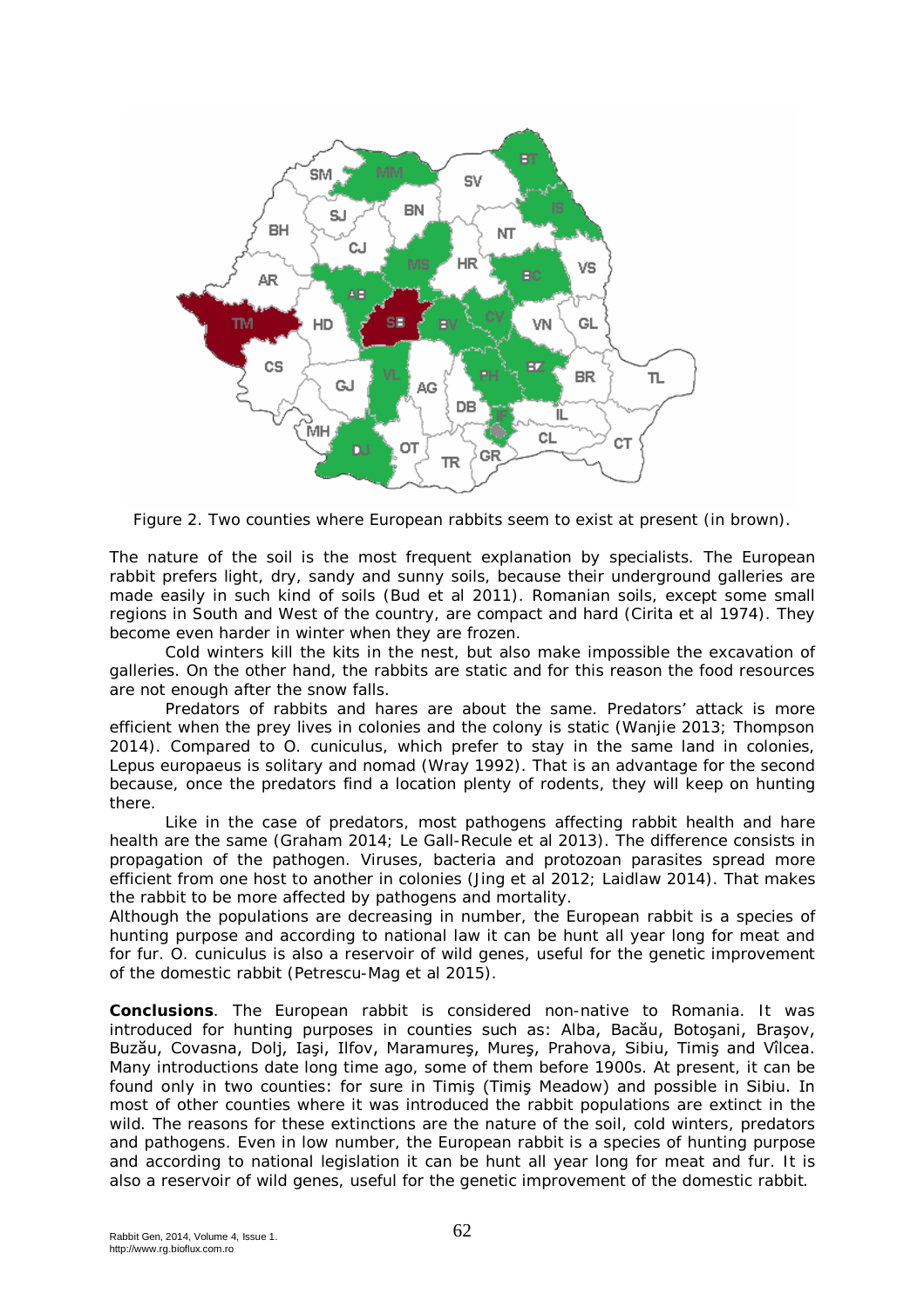Figure 2. Two counties where European rabbits seem to exist at present (in brown).

The nature of the soil is the most frequent explanation by specialists. The European rabbit prefers light, dry, sandy and sunny soils, because their underground galleries are made easily in such kind of soils (Bud et al 2011). Romanian soils, except some small regions in South and West of the country, are compact and hard (Cirita et al 1974). They become even harder in winter when they are frozen.

Cold winters kill the kits in the nest, but also make impossible the excavation of galleries. On the other hand, the rabbits are static and for this reason the food resources are not enough after the snow falls.

Predators of rabbits and hares are about the same. Predators' attack is more efficient when the prey lives in colonies and the colony is static (Wanjie 2013; Thompson 2014). Compared to *O. cuniculus*, which prefer to stay in the same land in colonies, *Lepus europaeus* is solitary and nomad (Wray 1992). That is an advantage for the second because, once the predators find a location plenty of rodents, they will keep on hunting there.

Like in the case of predators, most pathogens affecting rabbit health and hare health are the same (Graham 2014; Le Gall-Recule et al 2013). The difference consists in propagation of the pathogen. Viruses, bacteria and protozoan parasites spread more efficient from one host to another in colonies (Jing et al 2012; Laidlaw 2014). That makes the rabbit to be more affected by pathogens and mortality.

Although the populations are decreasing in number, the European rabbit is a species of hunting purpose and according to national law it can be hunt all year long for meat and for fur. *O. cuniculus* is also a reservoir of wild genes, useful for the genetic improvement of the domestic rabbit (Petrescu-Mag et al 2015).

**Conclusions**. The European rabbit is considered non-native to Romania. It was introduced for hunting purposes in counties such as: Alba, Bacău, Botoşani, Braşov, Buzău, Covasna, Dolj, Iaşi, Ilfov, Maramureş, Mureş, Prahova, Sibiu, Timiş and Vîlcea. Many introductions date long time ago, some of them before 1900s. At present, it can be found only in two counties: for sure in Timiş (Timiş Meadow) and possible in Sibiu. In most of other counties where it was introduced the rabbit populations are extinct in the wild. The reasons for these extinctions are the nature of the soil, cold winters, predators and pathogens. Even in low number, the European rabbit is a species of hunting purpose and according to national legislation it can be hunt all year long for meat and fur. It is also a reservoir of wild genes, useful for the genetic improvement of the domestic rabbit.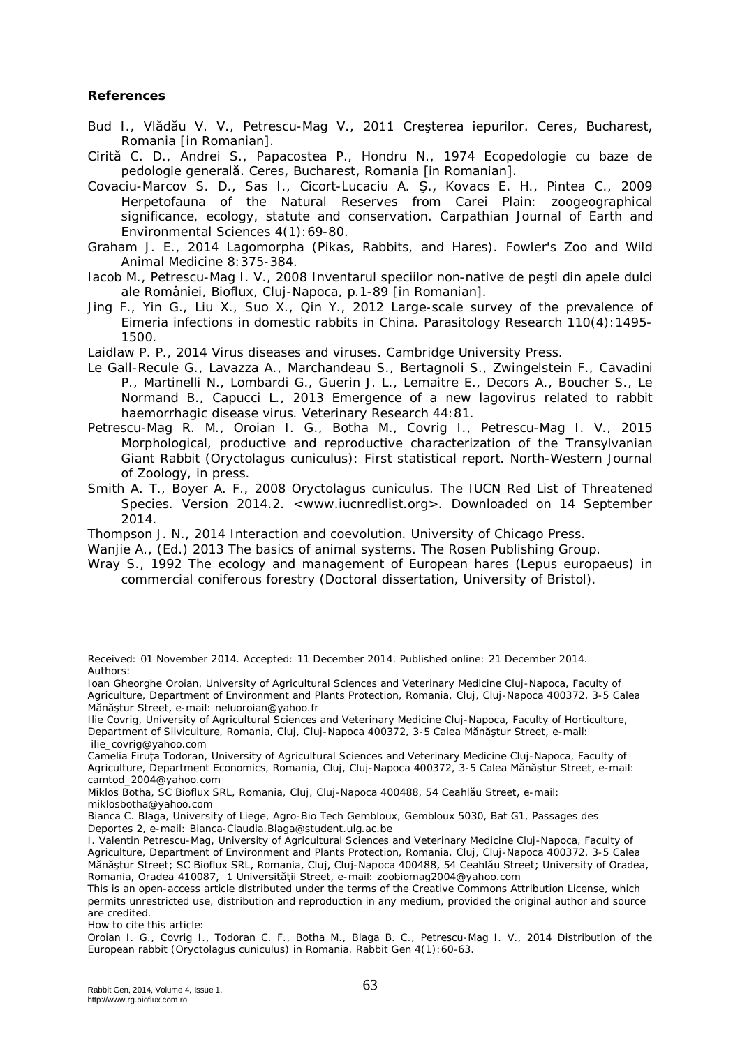**References**

Bud I., Vlădău V. V., Petrescu-Mag V., 2011 Creşterea iepurilor. Ceres, Bucharest, Romania [in Romanian].

Ciriță C. D., Andrei S., Papacostea P., Hondru N., 1974 Ecopedologie cu baze de pedologie generală. Ceres, Bucharest, Romania [in Romanian].

Covaciu-Marcov S. D., Sas I., Cicort-Lucaciu A. Ş., Kovacs E. H., Pintea C., 2009 Herpetofauna of the Natural Reserves from Carei Plain: zoogeographical significance, ecology, statute and conservation. Carpathian Journal of Earth and Environmental Sciences 4(1):69-80.

Graham J. E., 2014 Lagomorpha (Pikas, Rabbits, and Hares). Fowler's Zoo and Wild Animal Medicine 8:375-384.

Iacob M., Petrescu-Mag I. V., 2008 Inventarul speciilor non-native de peşti din apele dulci ale României, Bioflux, Cluj-Napoca, p.1-89 [in Romanian].

Jing F., Yin G., Liu X., Suo X., Qin Y., 2012 Large-scale survey of the prevalence of Eimeria infections in domestic rabbits in China. Parasitology Research 110(4):1495-1500.

Laidlaw P. P., 2014 Virus diseases and viruses. Cambridge University Press.

Le Gall-Recule G., Lavazza A., Marchandeau S., Bertagnoli S., Zwingelstein F., Cavadini P., Martinelli N., Lombardi G., Guerin J. L., Lemaitre E., Decors A., Boucher S., Le Normand B., Capucci L., 2013 Emergence of a new lagovirus related to rabbit haemorrhagic disease virus. Veterinary Research 44:81.

Petrescu-Mag R. M., Oroian I. G., Botha M., Covrig I., Petrescu-Mag I. V., 2015 Morphological, productive and reproductive characterization of the Transylvanian Giant Rabbit (Oryctolagus cuniculus): First statistical report. North-Western Journal of Zoology, in press.

Smith A. T., Boyer A. F., 2008 Oryctolagus cuniculus. The IUCN Red List of Threatened Species. Version 2014.2. <www.iucnredlist.org>. Downloaded on 14 September 2014.

Thompson J. N., 2014 Interaction and coevolution. University of Chicago Press.

Wanjie A., (Ed.) 2013 The basics of animal systems. The Rosen Publishing Group.

Wray S., 1992 The ecology and management of European hares (Lepus europaeus) in commercial coniferous forestry (Doctoral dissertation, University of Bristol).

Received: 01 November 2014. Accepted: 11 December 2014. Published online: 21 December 2014.

Authors:

Ioan Gheorghe Oroian, University of Agricultural Sciences and Veterinary Medicine Cluj-Napoca, Faculty of Agriculture, Department of Environment and Plants Protection, Romania, Cluj, Cluj-Napoca 400372, 3-5 Calea Mănăştur Street, e-mail: neluoroian@yahoo.fr

Ilie Covrig, University of Agricultural Sciences and Veterinary Medicine Cluj-Napoca, Faculty of Horticulture, Department of Silviculture, Romania, Cluj, Cluj-Napoca 400372, 3-5 Calea Mănăştur Street, e-mail: ilie_covrig@yahoo.com

Camelia Firuța Todoran, University of Agricultural Sciences and Veterinary Medicine Cluj-Napoca, Faculty of Agriculture, Department Economics, Romania, Cluj, Cluj-Napoca 400372, 3-5 Calea Mănăştur Street, e-mail: camtod_2004@yahoo.com

Miklos Botha, SC Bioflux SRL, Romania, Cluj, Cluj-Napoca 400488, 54 Ceahlău Street, e-mail: miklosbotha@yahoo.com

Bianca C. Blaga, University of Liege, Agro-Bio Tech Gembloux, Gembloux 5030, Bat G1, Passages des Deportes 2, e-mail: Bianca-Claudia.Blaga@student.ulg.ac.be

I. Valentin Petrescu-Mag, University of Agricultural Sciences and Veterinary Medicine Cluj-Napoca, Faculty of Agriculture, Department of Environment and Plants Protection, Romania, Cluj, Cluj-Napoca 400372, 3-5 Calea Mănăştur Street; SC Bioflux SRL, Romania, Cluj, Cluj-Napoca 400488, 54 Ceahlău Street; University of Oradea, Romania, Oradea 410087, 1 Universităţii Street, e-mail: zoobiomag2004@yahoo.com

This is an open-access article distributed under the terms of the Creative Commons Attribution License, which permits unrestricted use, distribution and reproduction in any medium, provided the original author and source are credited.

How to cite this article:

Oroian I. G., Covrig I., Todoran C. F., Botha M., Blaga B. C., Petrescu-Mag I. V., 2014 Distribution of the European rabbit (Oryctolagus cuniculus) in Romania. Rabbit Gen 4(1):60-63.